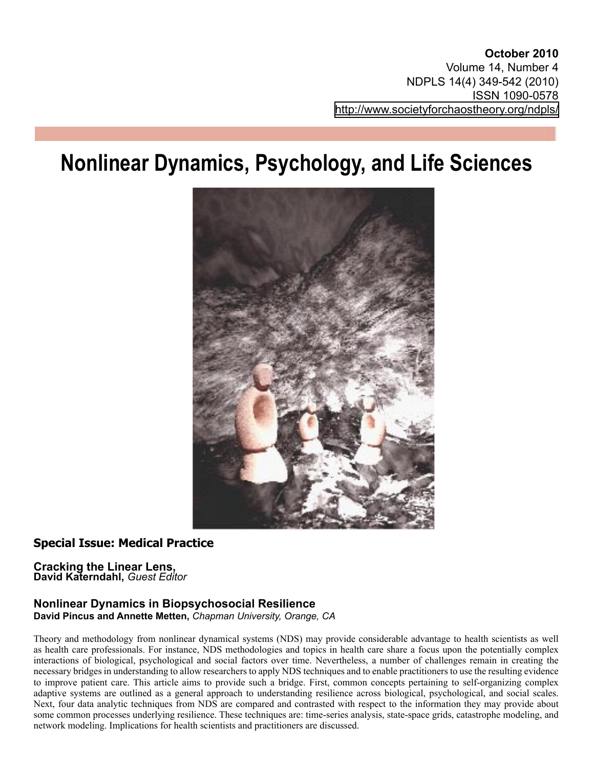**October 2010**
Volume 14, Number 4
NDPLS 14(4) 349-542 (2010)
ISSN 1090-0578
http://www.societyforchaostheory.org/ndpls/

# Nonlinear Dynamics, Psychology, and Life Sciences

## Special Issue: Medical Practice

**Cracking the Linear Lens,**
**David Katerndahl,** *Guest Editor*

### Nonlinear Dynamics in Biopsychosocial Resilience

**David Pincus and Annette Metten,** *Chapman University, Orange, CA*

Theory and methodology from nonlinear dynamical systems (NDS) may provide considerable advantage to health scientists as well as health care professionals. For instance, NDS methodologies and topics in health care share a focus upon the potentially complex interactions of biological, psychological and social factors over time. Nevertheless, a number of challenges remain in creating the necessary bridges in understanding to allow researchers to apply NDS techniques and to enable practitioners to use the resulting evidence to improve patient care. This article aims to provide such a bridge. First, common concepts pertaining to self-organizing complex adaptive systems are outlined as a general approach to understanding resilience across biological, psychological, and social scales. Next, four data analytic techniques from NDS are compared and contrasted with respect to the information they may provide about some common processes underlying resilience. These techniques are: time-series analysis, state-space grids, catastrophe modeling, and network modeling. Implications for health scientists and practitioners are discussed.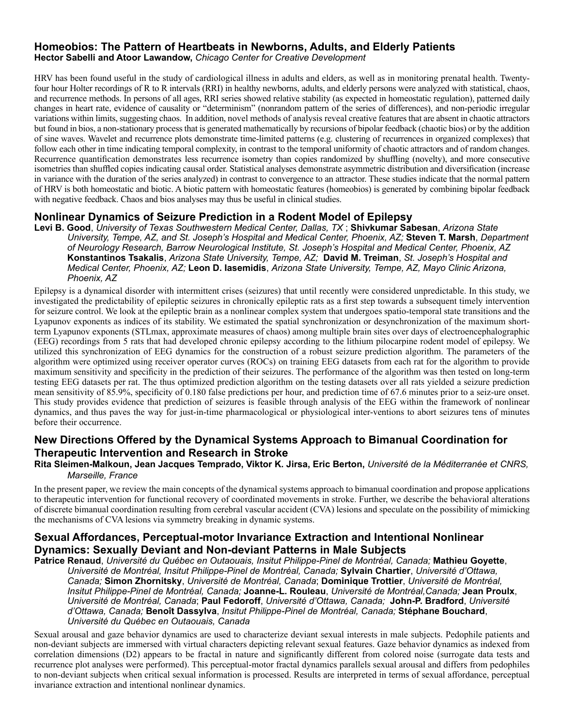## Homeobios: The Pattern of Heartbeats in Newborns, Adults, and Elderly Patients

**Hector Sabelli and Atoor Lawandow,** *Chicago Center for Creative Development*

HRV has been found useful in the study of cardiological illness in adults and elders, as well as in monitoring prenatal health. Twenty-four hour Holter recordings of R to R intervals (RRI) in healthy newborns, adults, and elderly persons were analyzed with statistical, chaos, and recurrence methods. In persons of all ages, RRI series showed relative stability (as expected in homeostatic regulation), patterned daily changes in heart rate, evidence of causality or "determinism" (nonrandom pattern of the series of differences), and non-periodic irregular variations within limits, suggesting chaos. In addition, novel methods of analysis reveal creative features that are absent in chaotic attractors but found in bios, a non-stationary process that is generated mathematically by recursions of bipolar feedback (chaotic bios) or by the addition of sine waves. Wavelet and recurrence plots demonstrate time-limited patterns (e.g. clustering of recurrences in organized complexes) that follow each other in time indicating temporal complexity, in contrast to the temporal uniformity of chaotic attractors and of random changes. Recurrence quantification demonstrates less recurrence isometry than copies randomized by shuffling (novelty), and more consecutive isometries than shuffled copies indicating causal order. Statistical analyses demonstrate asymmetric distribution and diversification (increase in variance with the duration of the series analyzed) in contrast to convergence to an attractor. These studies indicate that the normal pattern of HRV is both homeostatic and biotic. A biotic pattern with homeostatic features (homeobios) is generated by combining bipolar feedback with negative feedback. Chaos and bios analyses may thus be useful in clinical studies.

## Nonlinear Dynamics of Seizure Prediction in a Rodent Model of Epilepsy

**Levi B. Good**, *University of Texas Southwestern Medical Center, Dallas, TX* ; **Shivkumar Sabesan**, *Arizona State University, Tempe, AZ, and St. Joseph's Hospital and Medical Center, Phoenix, AZ;* **Steven T. Marsh**, *Department of Neurology Research, Barrow Neurological Institute, St. Joseph's Hospital and Medical Center, Phoenix, AZ* **Konstantinos Tsakalis**, *Arizona State University, Tempe, AZ;* **David M. Treiman**, *St. Joseph's Hospital and Medical Center, Phoenix, AZ;* **Leon D. Iasemidis**, *Arizona State University, Tempe, AZ, Mayo Clinic Arizona, Phoenix, AZ*

Epilepsy is a dynamical disorder with intermittent crises (seizures) that until recently were considered unpredictable. In this study, we investigated the predictability of epileptic seizures in chronically epileptic rats as a first step towards a subsequent timely intervention for seizure control. We look at the epileptic brain as a nonlinear complex system that undergoes spatio-temporal state transitions and the Lyapunov exponents as indices of its stability. We estimated the spatial synchronization or desynchronization of the maximum short-term Lyapunov exponents (STLmax, approximate measures of chaos) among multiple brain sites over days of electroencephalographic (EEG) recordings from 5 rats that had developed chronic epilepsy according to the lithium pilocarpine rodent model of epilepsy. We utilized this synchronization of EEG dynamics for the construction of a robust seizure prediction algorithm. The parameters of the algorithm were optimized using receiver operator curves (ROCs) on training EEG datasets from each rat for the algorithm to provide maximum sensitivity and specificity in the prediction of their seizures. The performance of the algorithm was then tested on long-term testing EEG datasets per rat. The thus optimized prediction algorithm on the testing datasets over all rats yielded a seizure prediction mean sensitivity of 85.9%, specificity of 0.180 false predictions per hour, and prediction time of 67.6 minutes prior to a seiz-ure onset. This study provides evidence that prediction of seizures is feasible through analysis of the EEG within the framework of nonlinear dynamics, and thus paves the way for just-in-time pharmacological or physiological inter-ventions to abort seizures tens of minutes before their occurrence.

## New Directions Offered by the Dynamical Systems Approach to Bimanual Coordination for Therapeutic Intervention and Research in Stroke

**Rita Sleimen-Malkoun, Jean Jacques Temprado, Viktor K. Jirsa, Eric Berton,** *Université de la Méditerranée et CNRS, Marseille, France*

In the present paper, we review the main concepts of the dynamical systems approach to bimanual coordination and propose applications to therapeutic intervention for functional recovery of coordinated movements in stroke. Further, we describe the behavioral alterations of discrete bimanual coordination resulting from cerebral vascular accident (CVA) lesions and speculate on the possibility of mimicking the mechanisms of CVA lesions via symmetry breaking in dynamic systems.

## Sexual Affordances, Perceptual-motor Invariance Extraction and Intentional Nonlinear Dynamics: Sexually Deviant and Non-deviant Patterns in Male Subjects

**Patrice Renaud**, *Université du Québec en Outaouais, Insitut Philippe-Pinel de Montréal, Canada;* **Mathieu Goyette**, *Université de Montréal, Insitut Philippe-Pinel de Montréal, Canada;* **Sylvain Chartier**, *Université d'Ottawa, Canada;* **Simon Zhornitsky**, *Université de Montréal, Canada*; **Dominique Trottier**, *Université de Montréal, Insitut Philippe-Pinel de Montréal, Canada;* **Joanne-L. Rouleau**, *Université de Montréal,Canada;* **Jean Proulx**, *Université de Montréal, Canada*; **Paul Fedoroff**, *Université d'Ottawa, Canada;* **John-P. Bradford**, *Université d'Ottawa, Canada;* **Benoît Dassylva**, *Insitut Philippe-Pinel de Montréal, Canada;* **Stéphane Bouchard**, *Université du Québec en Outaouais, Canada*

Sexual arousal and gaze behavior dynamics are used to characterize deviant sexual interests in male subjects. Pedophile patients and non-deviant subjects are immersed with virtual characters depicting relevant sexual features. Gaze behavior dynamics as indexed from correlation dimensions (D2) appears to be fractal in nature and significantly different from colored noise (surrogate data tests and recurrence plot analyses were performed). This perceptual-motor fractal dynamics parallels sexual arousal and differs from pedophiles to non-deviant subjects when critical sexual information is processed. Results are interpreted in terms of sexual affordance, perceptual invariance extraction and intentional nonlinear dynamics.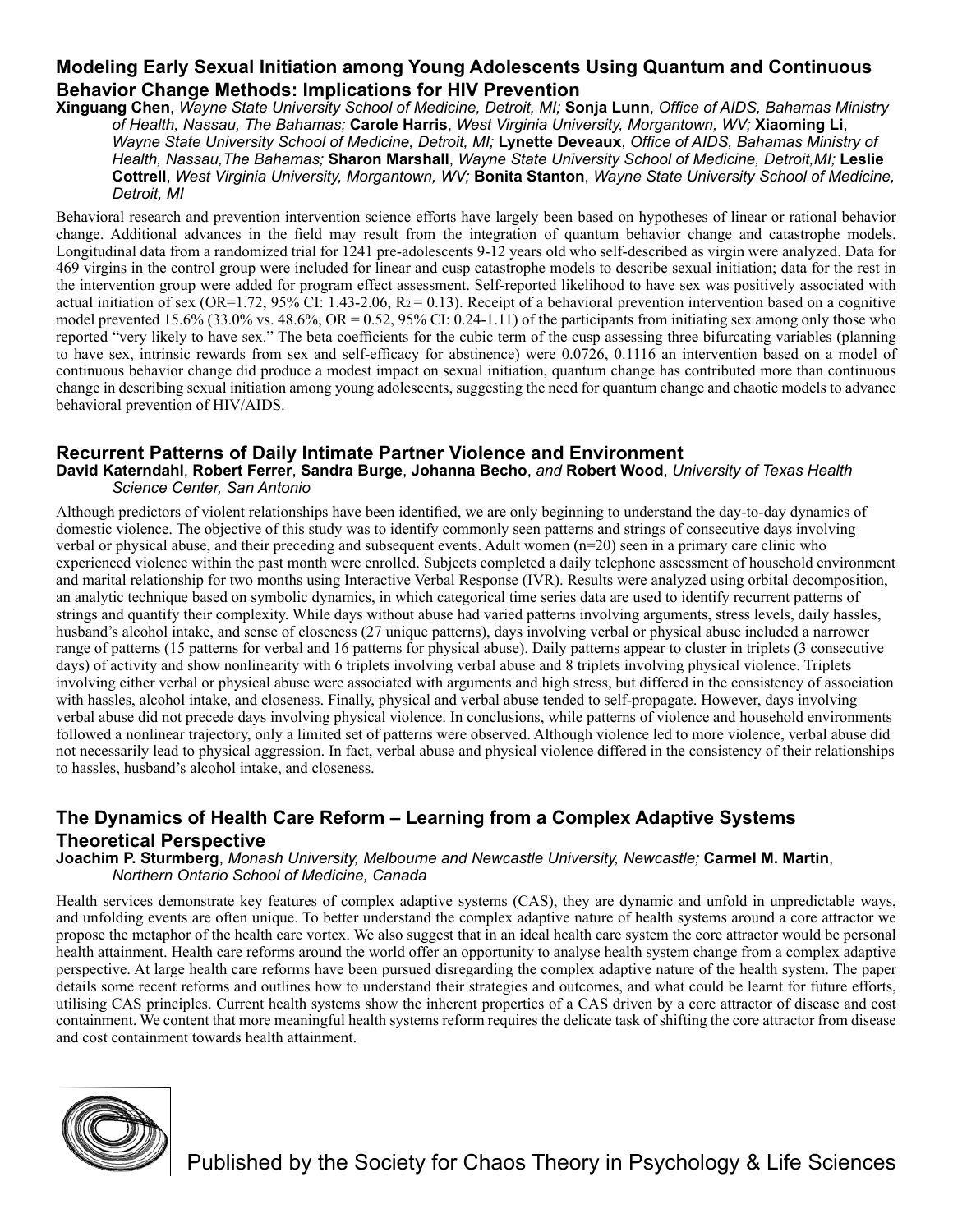## Modeling Early Sexual Initiation among Young Adolescents Using Quantum and Continuous Behavior Change Methods: Implications for HIV Prevention

**Xinguang Chen**, *Wayne State University School of Medicine, Detroit, MI;* **Sonja Lunn**, *Office of AIDS, Bahamas Ministry of Health, Nassau, The Bahamas;* **Carole Harris**, *West Virginia University, Morgantown, WV;* **Xiaoming Li**, *Wayne State University School of Medicine, Detroit, MI;* **Lynette Deveaux**, *Office of AIDS, Bahamas Ministry of Health, Nassau,The Bahamas;* **Sharon Marshall**, *Wayne State University School of Medicine, Detroit,MI;* **Leslie Cottrell**, *West Virginia University, Morgantown, WV;* **Bonita Stanton**, *Wayne State University School of Medicine, Detroit, MI*

Behavioral research and prevention intervention science efforts have largely been based on hypotheses of linear or rational behavior change. Additional advances in the field may result from the integration of quantum behavior change and catastrophe models. Longitudinal data from a randomized trial for 1241 pre-adolescents 9-12 years old who self-described as virgin were analyzed. Data for 469 virgins in the control group were included for linear and cusp catastrophe models to describe sexual initiation; data for the rest in the intervention group were added for program effect assessment. Self-reported likelihood to have sex was positively associated with actual initiation of sex (OR=1.72, 95% CI: 1.43-2.06, $R_2 = 0.13$). Receipt of a behavioral prevention intervention based on a cognitive model prevented 15.6% (33.0% vs. 48.6%, OR = 0.52, 95% CI: 0.24-1.11) of the participants from initiating sex among only those who reported "very likely to have sex." The beta coefficients for the cubic term of the cusp assessing three bifurcating variables (planning to have sex, intrinsic rewards from sex and self-efficacy for abstinence) were 0.0726, 0.1116 an intervention based on a model of continuous behavior change did produce a modest impact on sexual initiation, quantum change has contributed more than continuous change in describing sexual initiation among young adolescents, suggesting the need for quantum change and chaotic models to advance behavioral prevention of HIV/AIDS.

## Recurrent Patterns of Daily Intimate Partner Violence and Environment

**David Katerndahl**, **Robert Ferrer**, **Sandra Burge**, **Johanna Becho**, *and* **Robert Wood**, *University of Texas Health Science Center, San Antonio*

Although predictors of violent relationships have been identified, we are only beginning to understand the day-to-day dynamics of domestic violence. The objective of this study was to identify commonly seen patterns and strings of consecutive days involving verbal or physical abuse, and their preceding and subsequent events. Adult women (n=20) seen in a primary care clinic who experienced violence within the past month were enrolled. Subjects completed a daily telephone assessment of household environment and marital relationship for two months using Interactive Verbal Response (IVR). Results were analyzed using orbital decomposition, an analytic technique based on symbolic dynamics, in which categorical time series data are used to identify recurrent patterns of strings and quantify their complexity. While days without abuse had varied patterns involving arguments, stress levels, daily hassles, husband's alcohol intake, and sense of closeness (27 unique patterns), days involving verbal or physical abuse included a narrower range of patterns (15 patterns for verbal and 16 patterns for physical abuse). Daily patterns appear to cluster in triplets (3 consecutive days) of activity and show nonlinearity with 6 triplets involving verbal abuse and 8 triplets involving physical violence. Triplets involving either verbal or physical abuse were associated with arguments and high stress, but differed in the consistency of association with hassles, alcohol intake, and closeness. Finally, physical and verbal abuse tended to self-propagate. However, days involving verbal abuse did not precede days involving physical violence. In conclusions, while patterns of violence and household environments followed a nonlinear trajectory, only a limited set of patterns were observed. Although violence led to more violence, verbal abuse did not necessarily lead to physical aggression. In fact, verbal abuse and physical violence differed in the consistency of their relationships to hassles, husband's alcohol intake, and closeness.

## The Dynamics of Health Care Reform – Learning from a Complex Adaptive Systems Theoretical Perspective

**Joachim P. Sturmberg**, *Monash University, Melbourne and Newcastle University, Newcastle;* **Carmel M. Martin**, *Northern Ontario School of Medicine, Canada*

Health services demonstrate key features of complex adaptive systems (CAS), they are dynamic and unfold in unpredictable ways, and unfolding events are often unique. To better understand the complex adaptive nature of health systems around a core attractor we propose the metaphor of the health care vortex. We also suggest that in an ideal health care system the core attractor would be personal health attainment. Health care reforms around the world offer an opportunity to analyse health system change from a complex adaptive perspective. At large health care reforms have been pursued disregarding the complex adaptive nature of the health system. The paper details some recent reforms and outlines how to understand their strategies and outcomes, and what could be learnt for future efforts, utilising CAS principles. Current health systems show the inherent properties of a CAS driven by a core attractor of disease and cost containment. We content that more meaningful health systems reform requires the delicate task of shifting the core attractor from disease and cost containment towards health attainment.